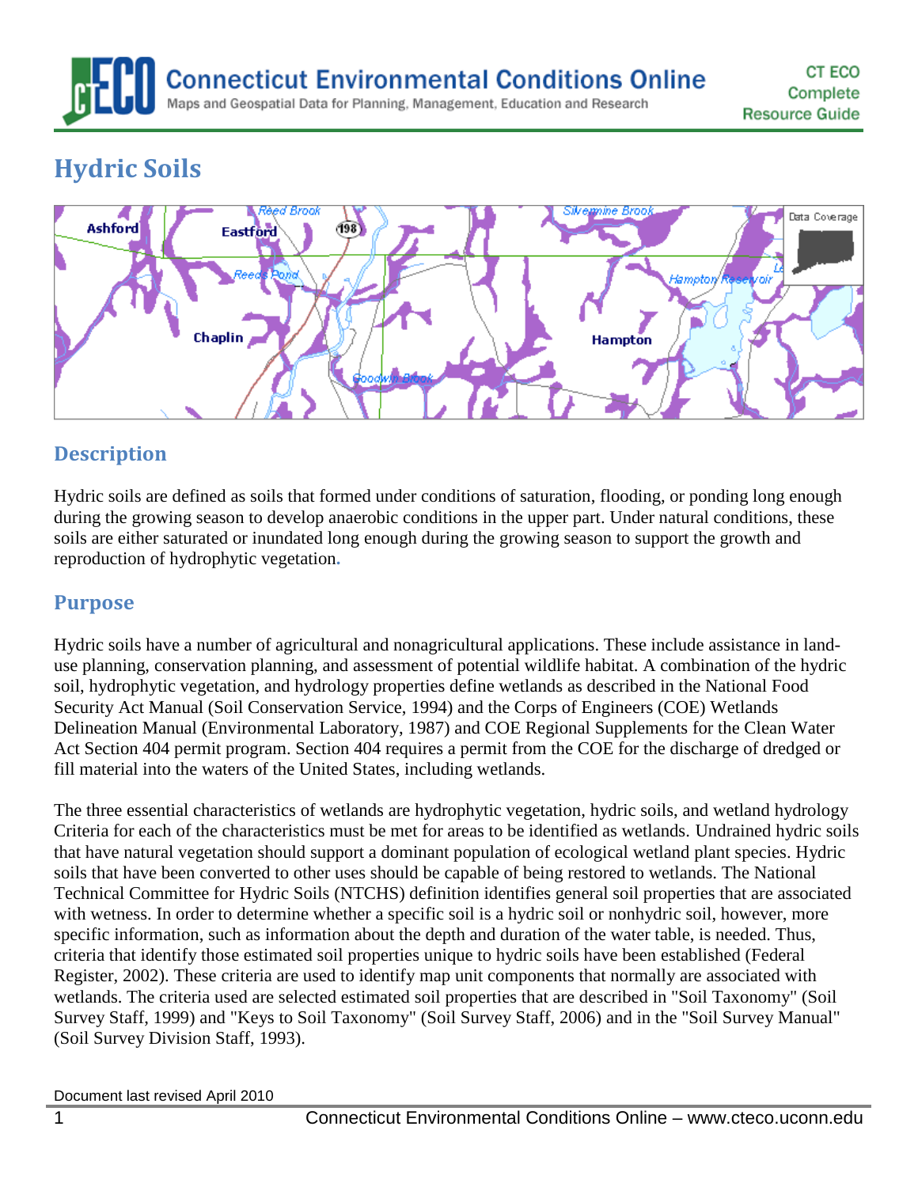# Hydric Soils

## Description

Hydric soils are defined as soils that formed under conditions of saturation, flooding, or ponding long enough during the growing season to develop anaerobic conditions in the upper part. Under natural conditions, these soils are either saturated or inundated long enough during the growing season to support the growth and reproduction of hydrophytic vegetation.

## Purpose

Hydric soils have a number of agricultural and nonagricultural applications. These include assistance in land-use planning, conservation planning, and assessment of potential wildlife habitat. A combination of the hydric soil, hydrophytic vegetation, and hydrology properties define wetlands as described in the National Food Security Act Manual (Soil Conservation Service, 1994) and the Corps of Engineers (COE) Wetlands Delineation Manual (Environmental Laboratory, 1987) and COE Regional Supplements for the Clean Water Act Section 404 permit program. Section 404 requires a permit from the COE for the discharge of dredged or fill material into the waters of the United States, including wetlands.

The three essential characteristics of wetlands are hydrophytic vegetation, hydric soils, and wetland hydrology Criteria for each of the characteristics must be met for areas to be identified as wetlands. Undrained hydric soils that have natural vegetation should support a dominant population of ecological wetland plant species. Hydric soils that have been converted to other uses should be capable of being restored to wetlands. The National Technical Committee for Hydric Soils (NTCHS) definition identifies general soil properties that are associated with wetness. In order to determine whether a specific soil is a hydric soil or nonhydric soil, however, more specific information, such as information about the depth and duration of the water table, is needed. Thus, criteria that identify those estimated soil properties unique to hydric soils have been established (Federal Register, 2002). These criteria are used to identify map unit components that normally are associated with wetlands. The criteria used are selected estimated soil properties that are described in "Soil Taxonomy" (Soil Survey Staff, 1999) and "Keys to Soil Taxonomy" (Soil Survey Staff, 2006) and in the "Soil Survey Manual" (Soil Survey Division Staff, 1993).

Document last revised April 2010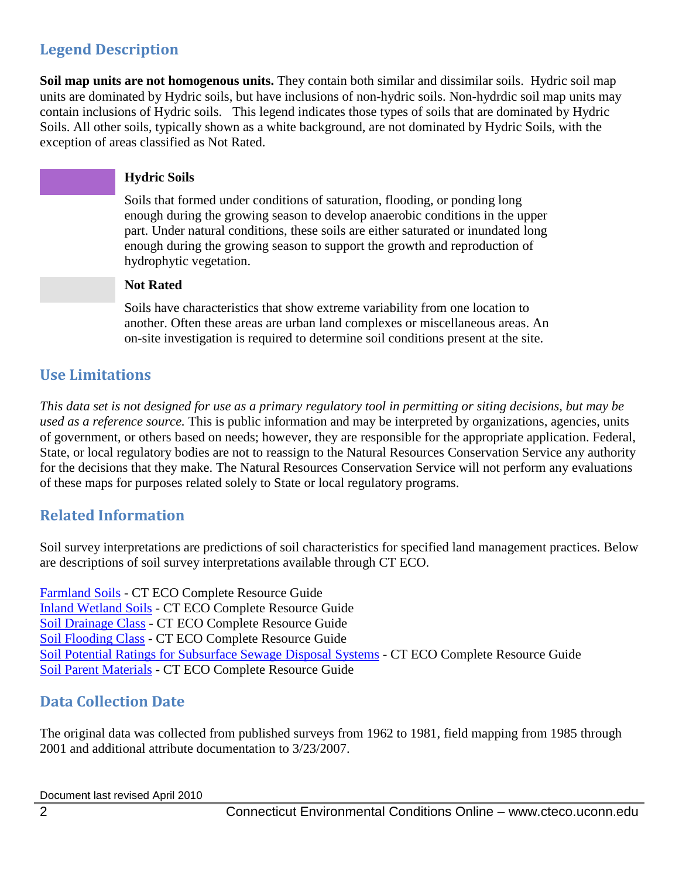## Legend Description

**Soil map units are not homogenous units.** They contain both similar and dissimilar soils. Hydric soil map units are dominated by Hydric soils, but have inclusions of non-hydric soils. Non-hydrdic soil map units may contain inclusions of Hydric soils. This legend indicates those types of soils that are dominated by Hydric Soils. All other soils, typically shown as a white background, are not dominated by Hydric Soils, with the exception of areas classified as Not Rated.

**Hydric Soils**

Soils that formed under conditions of saturation, flooding, or ponding long enough during the growing season to develop anaerobic conditions in the upper part. Under natural conditions, these soils are either saturated or inundated long enough during the growing season to support the growth and reproduction of hydrophytic vegetation.

**Not Rated**

Soils have characteristics that show extreme variability from one location to another. Often these areas are urban land complexes or miscellaneous areas. An on-site investigation is required to determine soil conditions present at the site.

## Use Limitations

*This data set is not designed for use as a primary regulatory tool in permitting or siting decisions, but may be used as a reference source.* This is public information and may be interpreted by organizations, agencies, units of government, or others based on needs; however, they are responsible for the appropriate application. Federal, State, or local regulatory bodies are not to reassign to the Natural Resources Conservation Service any authority for the decisions that they make. The Natural Resources Conservation Service will not perform any evaluations of these maps for purposes related solely to State or local regulatory programs.

## Related Information

Soil survey interpretations are predictions of soil characteristics for specified land management practices. Below are descriptions of soil survey interpretations available through CT ECO.

Farmland Soils - CT ECO Complete Resource Guide
Inland Wetland Soils - CT ECO Complete Resource Guide
Soil Drainage Class - CT ECO Complete Resource Guide
Soil Flooding Class - CT ECO Complete Resource Guide
Soil Potential Ratings for Subsurface Sewage Disposal Systems - CT ECO Complete Resource Guide
Soil Parent Materials - CT ECO Complete Resource Guide

## Data Collection Date

The original data was collected from published surveys from 1962 to 1981, field mapping from 1985 through 2001 and additional attribute documentation to 3/23/2007.

Document last revised April 2010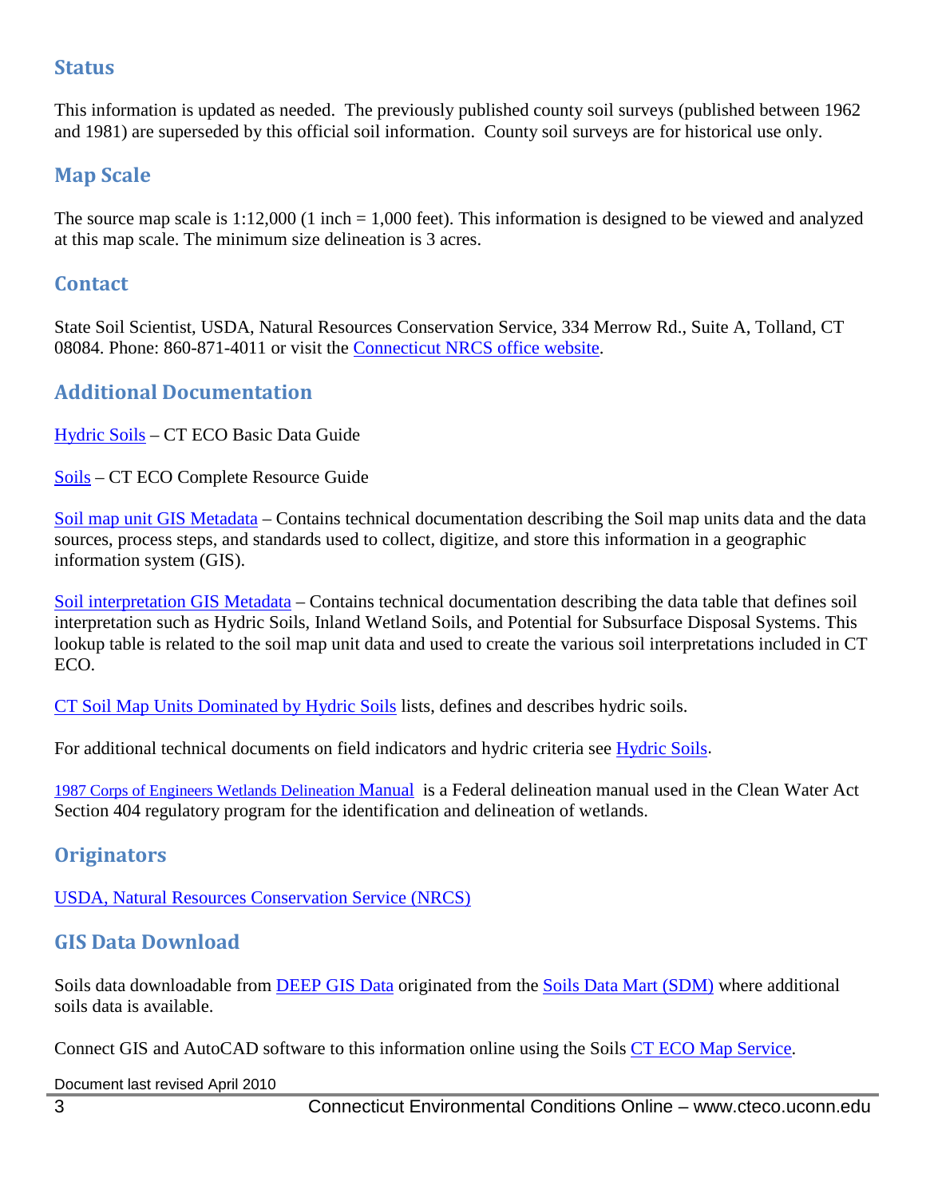## Status

This information is updated as needed. The previously published county soil surveys (published between 1962 and 1981) are superseded by this official soil information. County soil surveys are for historical use only.

## Map Scale

The source map scale is 1:12,000 (1 inch = 1,000 feet). This information is designed to be viewed and analyzed at this map scale. The minimum size delineation is 3 acres.

## Contact

State Soil Scientist, USDA, Natural Resources Conservation Service, 334 Merrow Rd., Suite A, Tolland, CT 08084. Phone: 860-871-4011 or visit the Connecticut NRCS office website.

## Additional Documentation

Hydric Soils – CT ECO Basic Data Guide

Soils – CT ECO Complete Resource Guide

Soil map unit GIS Metadata – Contains technical documentation describing the Soil map units data and the data sources, process steps, and standards used to collect, digitize, and store this information in a geographic information system (GIS).

Soil interpretation GIS Metadata – Contains technical documentation describing the data table that defines soil interpretation such as Hydric Soils, Inland Wetland Soils, and Potential for Subsurface Disposal Systems. This lookup table is related to the soil map unit data and used to create the various soil interpretations included in CT ECO.

CT Soil Map Units Dominated by Hydric Soils lists, defines and describes hydric soils.

For additional technical documents on field indicators and hydric criteria see Hydric Soils.

1987 Corps of Engineers Wetlands Delineation Manual is a Federal delineation manual used in the Clean Water Act Section 404 regulatory program for the identification and delineation of wetlands.

## Originators

USDA, Natural Resources Conservation Service (NRCS)

## GIS Data Download

Soils data downloadable from DEEP GIS Data originated from the Soils Data Mart (SDM) where additional soils data is available.

Connect GIS and AutoCAD software to this information online using the Soils CT ECO Map Service.

Document last revised April 2010